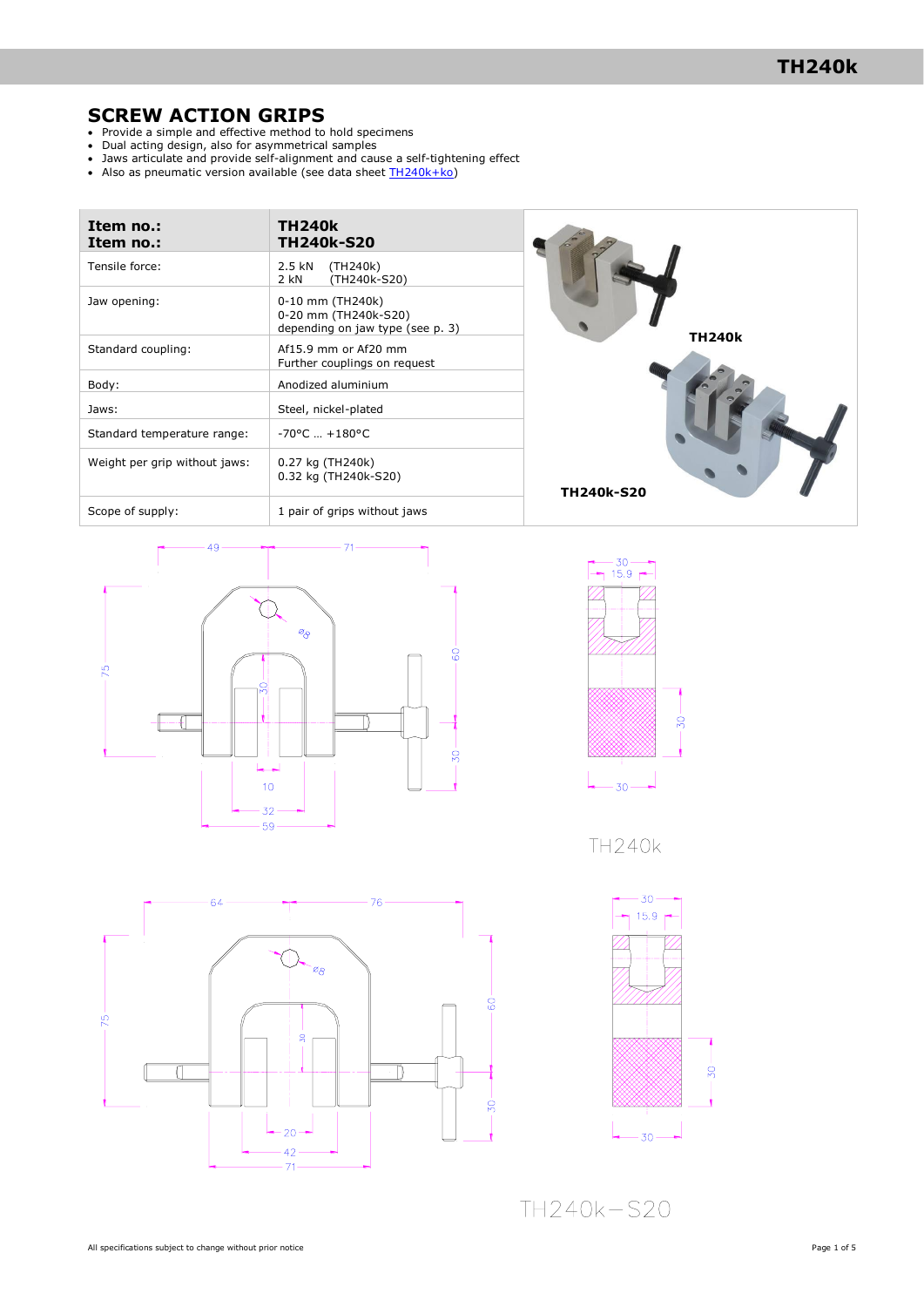# SCREW ACTION GRIPS

- Provide a simple and effective method to hold specimens
- Dual acting design, also for asymmetrical samples
- Jaws articulate and provide self-alignment and cause a self-tightening effect
- Also as pneumatic version available (see data sheet TH240k+ko)

| Item no.: Item no.: | TH240k TH240k-S20 |
|---|---|
| Tensile force: | 2.5 kN (TH240k) 2 kN (TH240k-S20) |
| Jaw opening: | 0-10 mm (TH240k) 0-20 mm (TH240k-S20) depending on jaw type (see p. 3) |
| Standard coupling: | Af15.9 mm or Af20 mm Further couplings on request |
| Body: | Anodized aluminium |
| Jaws: | Steel, nickel-plated |
| Standard temperature range: | -70°C … +180°C |
| Weight per grip without jaws: | 0.27 kg (TH240k) 0.32 kg (TH240k-S20) |
| Scope of supply: | 1 pair of grips without jaws |

TH240k

TH240k-S20

TH240k

TH240k−S20

All specifications subject to change without prior notice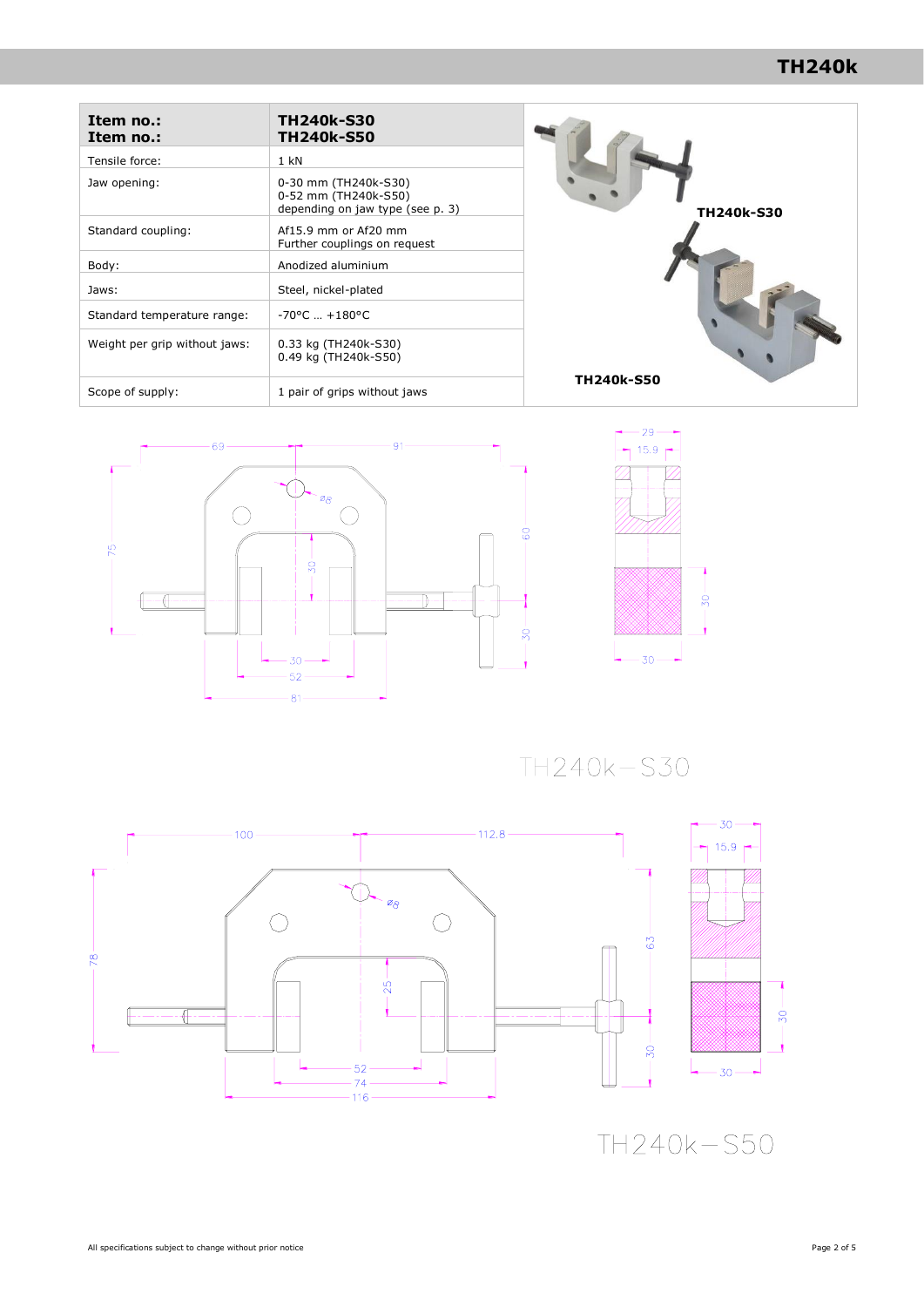# TH240k

| Item no.: Item no.: | TH240k-S30 TH240k-S50 |
|---|---|
| Tensile force: | 1 kN |
| Jaw opening: | 0-30 mm (TH240k-S30)<br>0-52 mm (TH240k-S50)<br>depending on jaw type (see p. 3) |
| Standard coupling: | Af15.9 mm or Af20 mm<br>Further couplings on request |
| Body: | Anodized aluminium |
| Jaws: | Steel, nickel-plated |
| Standard temperature range: | -70°C … +180°C |
| Weight per grip without jaws: | 0.33 kg (TH240k-S30)<br>0.49 kg (TH240k-S50) |
| Scope of supply: | 1 pair of grips without jaws |

TH240k-S30

TH240k-S50

69 91 ø8 75 30 60 30 30 52 81 29 15.9 30 30

TH240k–S30

100 112.8 ø8 78 25 63 30 52 74 116 30 15.9 30 30

TH240k–S50

All specifications subject to change without prior notice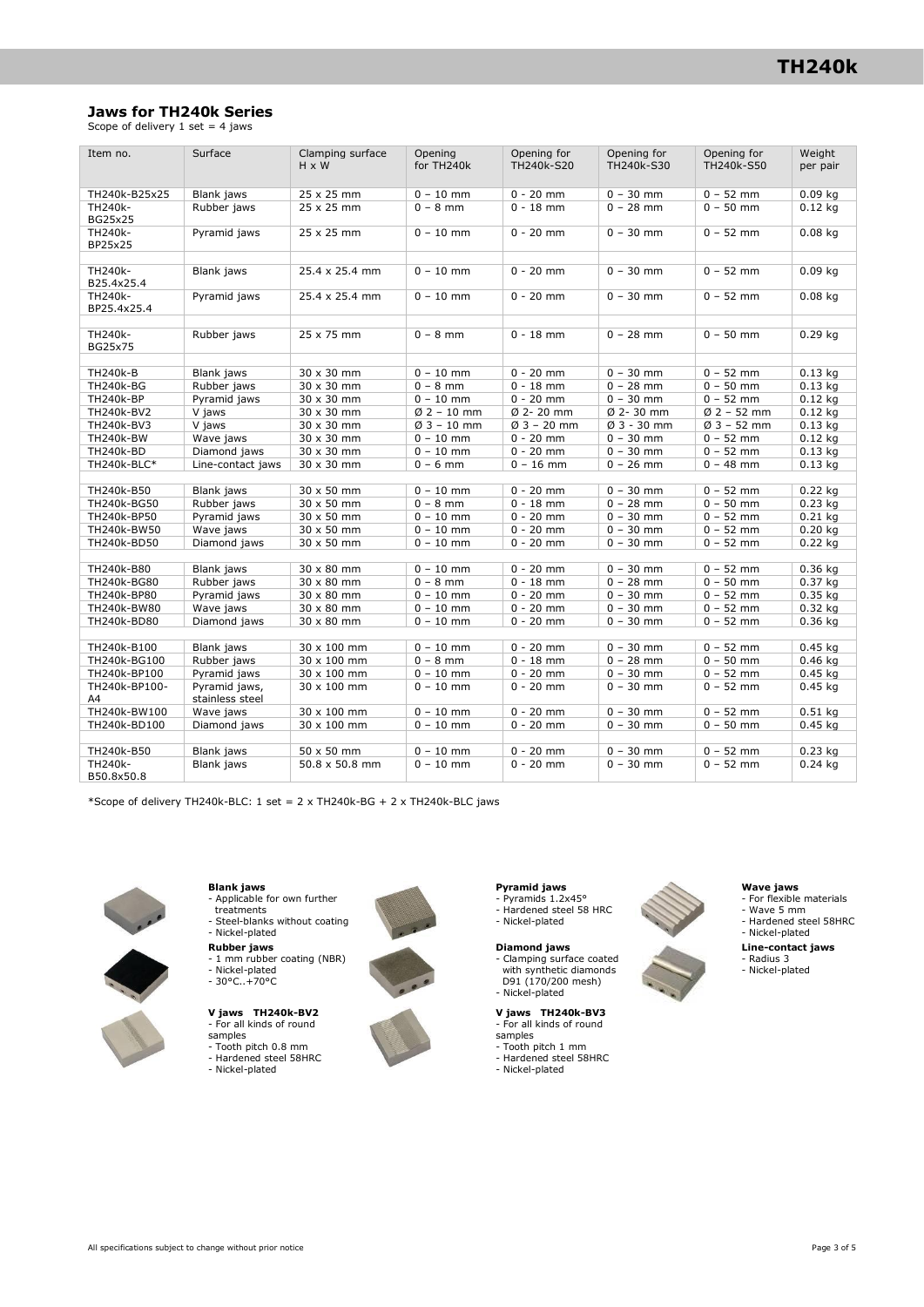## Jaws for TH240k Series

Scope of delivery 1 set = 4 jaws

| Item no. | Surface | Clamping surface H x W | Opening for TH240k | Opening for TH240k-S20 | Opening for TH240k-S30 | Opening for TH240k-S50 | Weight per pair |
|---|---|---|---|---|---|---|---|
| TH240k-B25x25 | Blank jaws | 25 x 25 mm | 0 – 10 mm | 0 - 20 mm | 0 – 30 mm | 0 – 52 mm | 0.09 kg |
| TH240k-BG25x25 | Rubber jaws | 25 x 25 mm | 0 – 8 mm | 0 - 18 mm | 0 – 28 mm | 0 – 50 mm | 0.12 kg |
| TH240k-BP25x25 | Pyramid jaws | 25 x 25 mm | 0 – 10 mm | 0 - 20 mm | 0 – 30 mm | 0 – 52 mm | 0.08 kg |
| | | | | | | | |
| TH240k-B25.4x25.4 | Blank jaws | 25.4 x 25.4 mm | 0 – 10 mm | 0 - 20 mm | 0 – 30 mm | 0 – 52 mm | 0.09 kg |
| TH240k-BP25.4x25.4 | Pyramid jaws | 25.4 x 25.4 mm | 0 – 10 mm | 0 - 20 mm | 0 – 30 mm | 0 – 52 mm | 0.08 kg |
| | | | | | | | |
| TH240k-BG25x75 | Rubber jaws | 25 x 75 mm | 0 – 8 mm | 0 - 18 mm | 0 – 28 mm | 0 – 50 mm | 0.29 kg |
| | | | | | | | |
| TH240k-B | Blank jaws | 30 x 30 mm | 0 – 10 mm | 0 - 20 mm | 0 – 30 mm | 0 – 52 mm | 0.13 kg |
| TH240k-BG | Rubber jaws | 30 x 30 mm | 0 – 8 mm | 0 - 18 mm | 0 – 28 mm | 0 – 50 mm | 0.13 kg |
| TH240k-BP | Pyramid jaws | 30 x 30 mm | 0 – 10 mm | 0 - 20 mm | 0 – 30 mm | 0 – 52 mm | 0.12 kg |
| TH240k-BV2 | V jaws | 30 x 30 mm | Ø 2 – 10 mm | Ø 2- 20 mm | Ø 2- 30 mm | Ø 2 – 52 mm | 0.12 kg |
| TH240k-BV3 | V jaws | 30 x 30 mm | Ø 3 – 10 mm | Ø 3 – 20 mm | Ø 3 - 30 mm | Ø 3 – 52 mm | 0.13 kg |
| TH240k-BW | Wave jaws | 30 x 30 mm | 0 – 10 mm | 0 - 20 mm | 0 – 30 mm | 0 – 52 mm | 0.12 kg |
| TH240k-BD | Diamond jaws | 30 x 30 mm | 0 – 10 mm | 0 - 20 mm | 0 – 30 mm | 0 – 52 mm | 0.13 kg |
| TH240k-BLC* | Line-contact jaws | 30 x 30 mm | 0 – 6 mm | 0 – 16 mm | 0 – 26 mm | 0 – 48 mm | 0.13 kg |
| | | | | | | | |
| TH240k-B50 | Blank jaws | 30 x 50 mm | 0 – 10 mm | 0 - 20 mm | 0 – 30 mm | 0 – 52 mm | 0.22 kg |
| TH240k-BG50 | Rubber jaws | 30 x 50 mm | 0 – 8 mm | 0 - 18 mm | 0 – 28 mm | 0 – 50 mm | 0.23 kg |
| TH240k-BP50 | Pyramid jaws | 30 x 50 mm | 0 – 10 mm | 0 - 20 mm | 0 – 30 mm | 0 – 52 mm | 0.21 kg |
| TH240k-BW50 | Wave jaws | 30 x 50 mm | 0 – 10 mm | 0 - 20 mm | 0 – 30 mm | 0 – 52 mm | 0.20 kg |
| TH240k-BD50 | Diamond jaws | 30 x 50 mm | 0 – 10 mm | 0 - 20 mm | 0 – 30 mm | 0 – 52 mm | 0.22 kg |
| | | | | | | | |
| TH240k-B80 | Blank jaws | 30 x 80 mm | 0 – 10 mm | 0 - 20 mm | 0 – 30 mm | 0 – 52 mm | 0.36 kg |
| TH240k-BG80 | Rubber jaws | 30 x 80 mm | 0 – 8 mm | 0 - 18 mm | 0 – 28 mm | 0 – 50 mm | 0.37 kg |
| TH240k-BP80 | Pyramid jaws | 30 x 80 mm | 0 – 10 mm | 0 - 20 mm | 0 – 30 mm | 0 – 52 mm | 0.35 kg |
| TH240k-BW80 | Wave jaws | 30 x 80 mm | 0 – 10 mm | 0 - 20 mm | 0 – 30 mm | 0 – 52 mm | 0.32 kg |
| TH240k-BD80 | Diamond jaws | 30 x 80 mm | 0 – 10 mm | 0 - 20 mm | 0 – 30 mm | 0 – 52 mm | 0.36 kg |
| | | | | | | | |
| TH240k-B100 | Blank jaws | 30 x 100 mm | 0 – 10 mm | 0 - 20 mm | 0 – 30 mm | 0 – 52 mm | 0.45 kg |
| TH240k-BG100 | Rubber jaws | 30 x 100 mm | 0 – 8 mm | 0 - 18 mm | 0 – 28 mm | 0 – 50 mm | 0.46 kg |
| TH240k-BP100 | Pyramid jaws | 30 x 100 mm | 0 – 10 mm | 0 - 20 mm | 0 – 30 mm | 0 – 52 mm | 0.45 kg |
| TH240k-BP100-A4 | Pyramid jaws, stainless steel | 30 x 100 mm | 0 – 10 mm | 0 - 20 mm | 0 – 30 mm | 0 – 52 mm | 0.45 kg |
| TH240k-BW100 | Wave jaws | 30 x 100 mm | 0 – 10 mm | 0 - 20 mm | 0 – 30 mm | 0 – 52 mm | 0.51 kg |
| TH240k-BD100 | Diamond jaws | 30 x 100 mm | 0 – 10 mm | 0 - 20 mm | 0 – 30 mm | 0 – 50 mm | 0.45 kg |
| | | | | | | | |
| TH240k-B50 | Blank jaws | 50 x 50 mm | 0 – 10 mm | 0 - 20 mm | 0 – 30 mm | 0 – 52 mm | 0.23 kg |
| TH240k-B50.8x50.8 | Blank jaws | 50.8 x 50.8 mm | 0 – 10 mm | 0 - 20 mm | 0 – 30 mm | 0 – 52 mm | 0.24 kg |

*Scope of delivery TH240k-BLC: 1 set = 2 x TH240k-BG + 2 x TH240k-BLC jaws

**Blank jaws**
- Applicable for own further treatments
- Steel-blanks without coating
- Nickel-plated

**Rubber jaws**
- 1 mm rubber coating (NBR)
- Nickel-plated
- 30°C..+70°C

**V jaws TH240k-BV2**
- For all kinds of round samples
- Tooth pitch 0.8 mm
- Hardened steel 58HRC
- Nickel-plated

**Pyramid jaws**
- Pyramids 1.2x45°
- Hardened steel 58 HRC
- Nickel-plated

**Diamond jaws**
- Clamping surface coated with synthetic diamonds D91 (170/200 mesh)
- Nickel-plated

**V jaws TH240k-BV3**
- For all kinds of round samples
- Tooth pitch 1 mm
- Hardened steel 58HRC
- Nickel-plated

**Wave jaws**
- For flexible materials
- Wave 5 mm
- Hardened steel 58HRC
- Nickel-plated

**Line-contact jaws**
- Radius 3
- Nickel-plated

All specifications subject to change without prior notice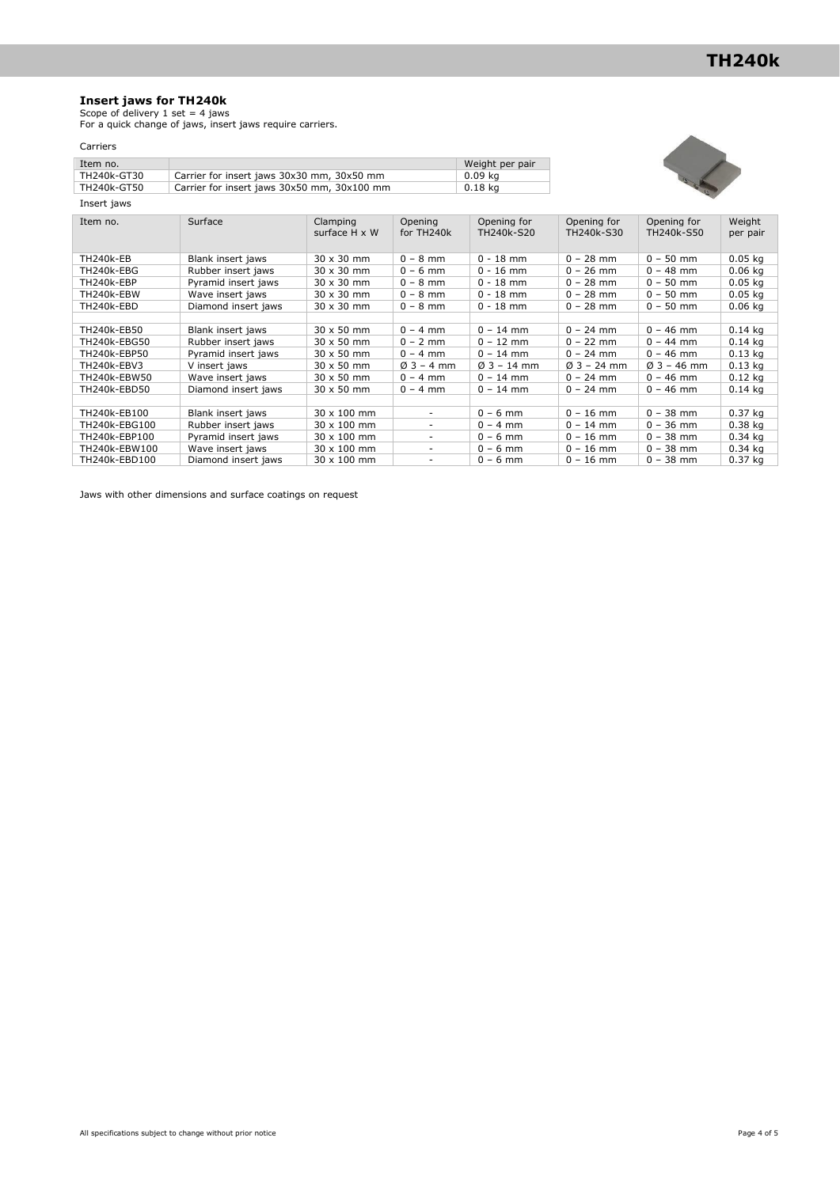## Insert jaws for TH240k

Scope of delivery 1 set = 4 jaws
For a quick change of jaws, insert jaws require carriers.

Carriers

| Item no. | | Weight per pair |
|---|---|---|
| TH240k-GT30 | Carrier for insert jaws 30x30 mm, 30x50 mm | 0.09 kg |
| TH240k-GT50 | Carrier for insert jaws 30x50 mm, 30x100 mm | 0.18 kg |

Insert jaws

| Item no. | Surface | Clamping surface H x W | Opening for TH240k | Opening for TH240k-S20 | Opening for TH240k-S30 | Opening for TH240k-S50 | Weight per pair |
|---|---|---|---|---|---|---|---|
| TH240k-EB | Blank insert jaws | 30 x 30 mm | 0 – 8 mm | 0 - 18 mm | 0 – 28 mm | 0 – 50 mm | 0.05 kg |
| TH240k-EBG | Rubber insert jaws | 30 x 30 mm | 0 – 6 mm | 0 - 16 mm | 0 – 26 mm | 0 – 48 mm | 0.06 kg |
| TH240k-EBP | Pyramid insert jaws | 30 x 30 mm | 0 – 8 mm | 0 - 18 mm | 0 – 28 mm | 0 – 50 mm | 0.05 kg |
| TH240k-EBW | Wave insert jaws | 30 x 30 mm | 0 – 8 mm | 0 - 18 mm | 0 – 28 mm | 0 – 50 mm | 0.05 kg |
| TH240k-EBD | Diamond insert jaws | 30 x 30 mm | 0 – 8 mm | 0 - 18 mm | 0 – 28 mm | 0 – 50 mm | 0.06 kg |
| | | | | | | | |
| TH240k-EB50 | Blank insert jaws | 30 x 50 mm | 0 – 4 mm | 0 – 14 mm | 0 – 24 mm | 0 – 46 mm | 0.14 kg |
| TH240k-EBG50 | Rubber insert jaws | 30 x 50 mm | 0 – 2 mm | 0 – 12 mm | 0 – 22 mm | 0 – 44 mm | 0.14 kg |
| TH240k-EBP50 | Pyramid insert jaws | 30 x 50 mm | 0 – 4 mm | 0 – 14 mm | 0 – 24 mm | 0 – 46 mm | 0.13 kg |
| TH240k-EBV3 | V insert jaws | 30 x 50 mm | Ø 3 – 4 mm | Ø 3 – 14 mm | Ø 3 – 24 mm | Ø 3 – 46 mm | 0.13 kg |
| TH240k-EBW50 | Wave insert jaws | 30 x 50 mm | 0 – 4 mm | 0 – 14 mm | 0 – 24 mm | 0 – 46 mm | 0.12 kg |
| TH240k-EBD50 | Diamond insert jaws | 30 x 50 mm | 0 – 4 mm | 0 – 14 mm | 0 – 24 mm | 0 – 46 mm | 0.14 kg |
| | | | | | | | |
| TH240k-EB100 | Blank insert jaws | 30 x 100 mm | - | 0 – 6 mm | 0 – 16 mm | 0 – 38 mm | 0.37 kg |
| TH240k-EBG100 | Rubber insert jaws | 30 x 100 mm | - | 0 – 4 mm | 0 – 14 mm | 0 – 36 mm | 0.38 kg |
| TH240k-EBP100 | Pyramid insert jaws | 30 x 100 mm | - | 0 – 6 mm | 0 – 16 mm | 0 – 38 mm | 0.34 kg |
| TH240k-EBW100 | Wave insert jaws | 30 x 100 mm | - | 0 – 6 mm | 0 – 16 mm | 0 – 38 mm | 0.34 kg |
| TH240k-EBD100 | Diamond insert jaws | 30 x 100 mm | - | 0 – 6 mm | 0 – 16 mm | 0 – 38 mm | 0.37 kg |

Jaws with other dimensions and surface coatings on request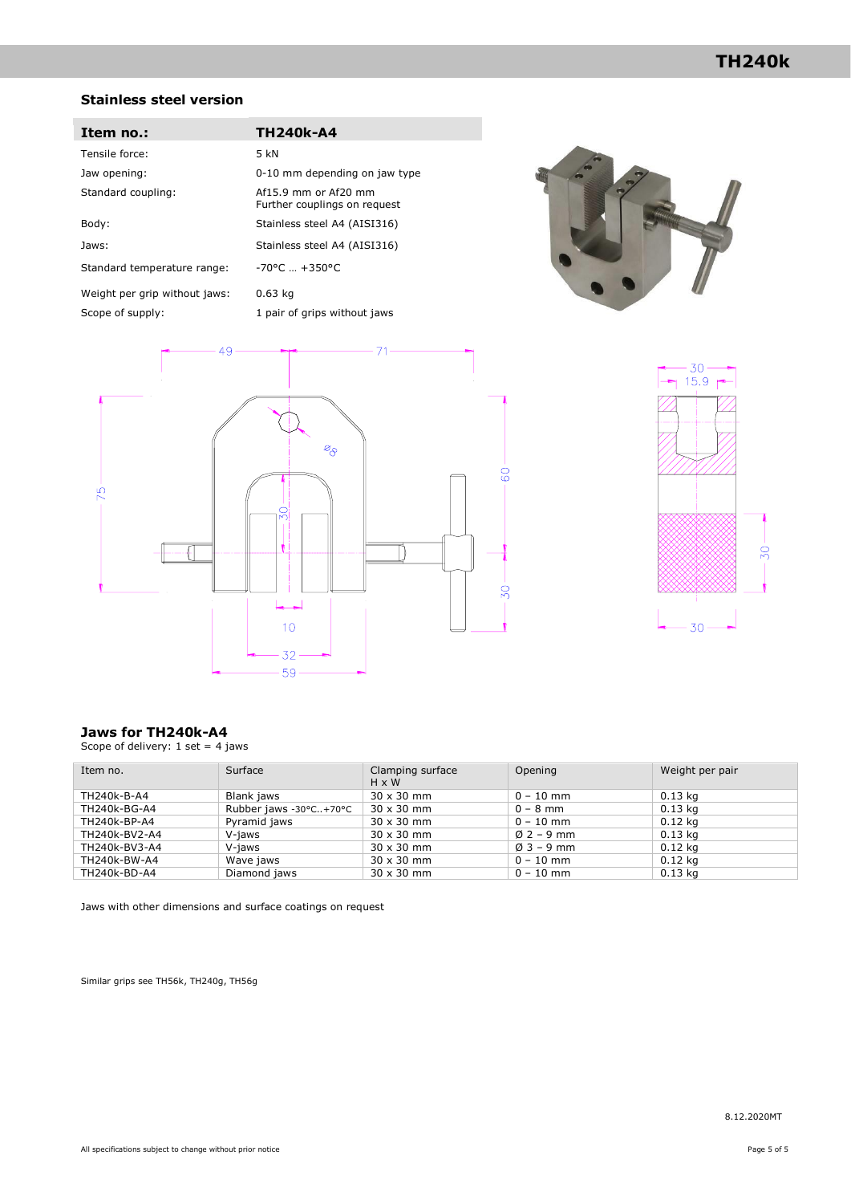## Stainless steel version

| Item no.: | TH240k-A4 |
|---|---|
| Tensile force: | 5 kN |
| Jaw opening: | 0-10 mm depending on jaw type |
| Standard coupling: | Af15.9 mm or Af20 mm<br>Further couplings on request |
| Body: | Stainless steel A4 (AISI316) |
| Jaws: | Stainless steel A4 (AISI316) |
| Standard temperature range: | -70°C … +350°C |
| Weight per grip without jaws: | 0.63 kg |
| Scope of supply: | 1 pair of grips without jaws |

49
71
75
60
30
Ø8
30
10
32
59
30
15.9
30
30

## Jaws for TH240k-A4

Scope of delivery: 1 set = 4 jaws

| Item no. | Surface | Clamping surface H x W | Opening | Weight per pair |
|---|---|---|---|---|
| TH240k-B-A4 | Blank jaws | 30 x 30 mm | 0 – 10 mm | 0.13 kg |
| TH240k-BG-A4 | Rubber jaws -30°C..+70°C | 30 x 30 mm | 0 – 8 mm | 0.13 kg |
| TH240k-BP-A4 | Pyramid jaws | 30 x 30 mm | 0 – 10 mm | 0.12 kg |
| TH240k-BV2-A4 | V-jaws | 30 x 30 mm | Ø 2 – 9 mm | 0.13 kg |
| TH240k-BV3-A4 | V-jaws | 30 x 30 mm | Ø 3 – 9 mm | 0.12 kg |
| TH240k-BW-A4 | Wave jaws | 30 x 30 mm | 0 – 10 mm | 0.12 kg |
| TH240k-BD-A4 | Diamond jaws | 30 x 30 mm | 0 – 10 mm | 0.13 kg |

Jaws with other dimensions and surface coatings on request

Similar grips see TH56k, TH240g, TH56g

8.12.2020MT

All specifications subject to change without prior notice